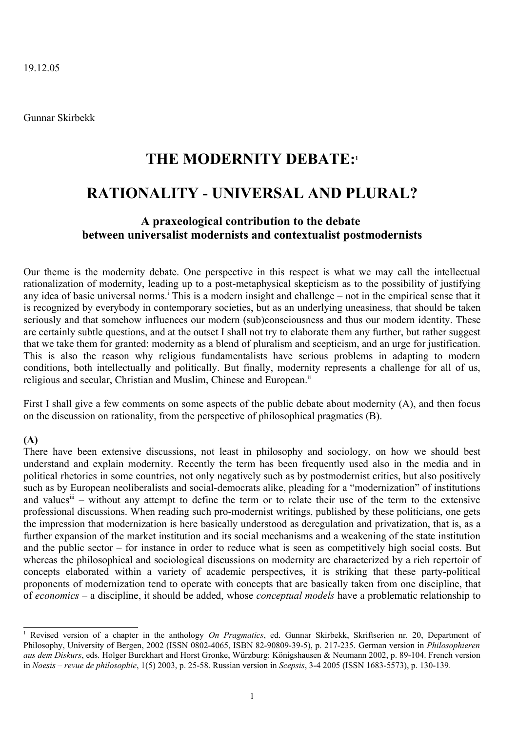19.12.05

Gunnar Skirbekk

# THE MODERNITY DEBATE:[1]

# RATIONALITY - UNIVERSAL AND PLURAL?

### A praxeological contribution to the debate between universalist modernists and contextualist postmodernists

Our theme is the modernity debate. One perspective in this respect is what we may call the intellectual rationalization of modernity, leading up to a post-metaphysical skepticism as to the possibility of justifying any idea of basic universal norms.[i] This is a modern insight and challenge – not in the empirical sense that it is recognized by everybody in contemporary societies, but as an underlying uneasiness, that should be taken seriously and that somehow influences our modern (sub)consciousness and thus our modern identity. These are certainly subtle questions, and at the outset I shall not try to elaborate them any further, but rather suggest that we take them for granted: modernity as a blend of pluralism and scepticism, and an urge for justification. This is also the reason why religious fundamentalists have serious problems in adapting to modern conditions, both intellectually and politically. But finally, modernity represents a challenge for all of us, religious and secular, Christian and Muslim, Chinese and European.[ii]

First I shall give a few comments on some aspects of the public debate about modernity (A), and then focus on the discussion on rationality, from the perspective of philosophical pragmatics (B).

**(A)**

There have been extensive discussions, not least in philosophy and sociology, on how we should best understand and explain modernity. Recently the term has been frequently used also in the media and in political rhetorics in some countries, not only negatively such as by postmodernist critics, but also positively such as by European neoliberalists and social-democrats alike, pleading for a "modernization" of institutions and values[iii] – without any attempt to define the term or to relate their use of the term to the extensive professional discussions. When reading such pro-modernist writings, published by these politicians, one gets the impression that modernization is here basically understood as deregulation and privatization, that is, as a further expansion of the market institution and its social mechanisms and a weakening of the state institution and the public sector – for instance in order to reduce what is seen as competitively high social costs. But whereas the philosophical and sociological discussions on modernity are characterized by a rich repertoir of concepts elaborated within a variety of academic perspectives, it is striking that these party-political proponents of modernization tend to operate with concepts that are basically taken from one discipline, that of *economics* – a discipline, it should be added, whose *conceptual models* have a problematic relationship to

[1] Revised version of a chapter in the anthology *On Pragmatics*, ed. Gunnar Skirbekk, Skriftserien nr. 20, Department of Philosophy, University of Bergen, 2002 (ISSN 0802-4065, ISBN 82-90809-39-5), p. 217-235. German version in *Philosophieren aus dem Diskurs*, eds. Holger Burckhart and Horst Gronke, Würzburg: Königshausen & Neumann 2002, p. 89-104. French version in *Noesis – revue de philosophie*, 1(5) 2003, p. 25-58. Russian version in *Scepsis*, 3-4 2005 (ISSN 1683-5573), p. 130-139.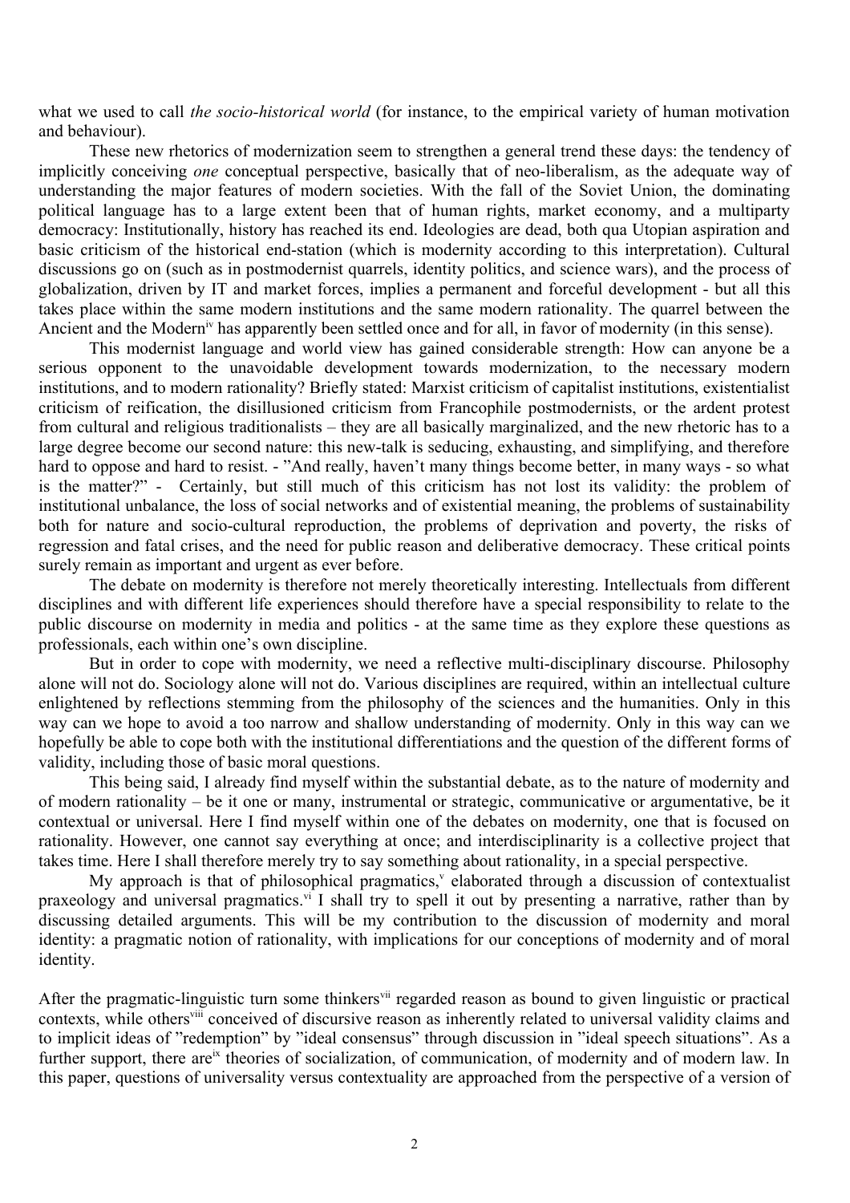what we used to call *the socio-historical world* (for instance, to the empirical variety of human motivation and behaviour).

These new rhetorics of modernization seem to strengthen a general trend these days: the tendency of implicitly conceiving *one* conceptual perspective, basically that of neo-liberalism, as the adequate way of understanding the major features of modern societies. With the fall of the Soviet Union, the dominating political language has to a large extent been that of human rights, market economy, and a multiparty democracy: Institutionally, history has reached its end. Ideologies are dead, both qua Utopian aspiration and basic criticism of the historical end-station (which is modernity according to this interpretation). Cultural discussions go on (such as in postmodernist quarrels, identity politics, and science wars), and the process of globalization, driven by IT and market forces, implies a permanent and forceful development - but all this takes place within the same modern institutions and the same modern rationality. The quarrel between the Ancient and the Modern[iv] has apparently been settled once and for all, in favor of modernity (in this sense).

This modernist language and world view has gained considerable strength: How can anyone be a serious opponent to the unavoidable development towards modernization, to the necessary modern institutions, and to modern rationality? Briefly stated: Marxist criticism of capitalist institutions, existentialist criticism of reification, the disillusioned criticism from Francophile postmodernists, or the ardent protest from cultural and religious traditionalists – they are all basically marginalized, and the new rhetoric has to a large degree become our second nature: this new-talk is seducing, exhausting, and simplifying, and therefore hard to oppose and hard to resist. - "And really, haven't many things become better, in many ways - so what is the matter?" - Certainly, but still much of this criticism has not lost its validity: the problem of institutional unbalance, the loss of social networks and of existential meaning, the problems of sustainability both for nature and socio-cultural reproduction, the problems of deprivation and poverty, the risks of regression and fatal crises, and the need for public reason and deliberative democracy. These critical points surely remain as important and urgent as ever before.

The debate on modernity is therefore not merely theoretically interesting. Intellectuals from different disciplines and with different life experiences should therefore have a special responsibility to relate to the public discourse on modernity in media and politics - at the same time as they explore these questions as professionals, each within one's own discipline.

But in order to cope with modernity, we need a reflective multi-disciplinary discourse. Philosophy alone will not do. Sociology alone will not do. Various disciplines are required, within an intellectual culture enlightened by reflections stemming from the philosophy of the sciences and the humanities. Only in this way can we hope to avoid a too narrow and shallow understanding of modernity. Only in this way can we hopefully be able to cope both with the institutional differentiations and the question of the different forms of validity, including those of basic moral questions.

This being said, I already find myself within the substantial debate, as to the nature of modernity and of modern rationality – be it one or many, instrumental or strategic, communicative or argumentative, be it contextual or universal. Here I find myself within one of the debates on modernity, one that is focused on rationality. However, one cannot say everything at once; and interdisciplinarity is a collective project that takes time. Here I shall therefore merely try to say something about rationality, in a special perspective.

My approach is that of philosophical pragmatics,[v] elaborated through a discussion of contextualist praxeology and universal pragmatics.[vi] I shall try to spell it out by presenting a narrative, rather than by discussing detailed arguments. This will be my contribution to the discussion of modernity and moral identity: a pragmatic notion of rationality, with implications for our conceptions of modernity and of moral identity.

After the pragmatic-linguistic turn some thinkers[vii] regarded reason as bound to given linguistic or practical contexts, while others[viii] conceived of discursive reason as inherently related to universal validity claims and to implicit ideas of "redemption" by "ideal consensus" through discussion in "ideal speech situations". As a further support, there are[ix] theories of socialization, of communication, of modernity and of modern law. In this paper, questions of universality versus contextuality are approached from the perspective of a version of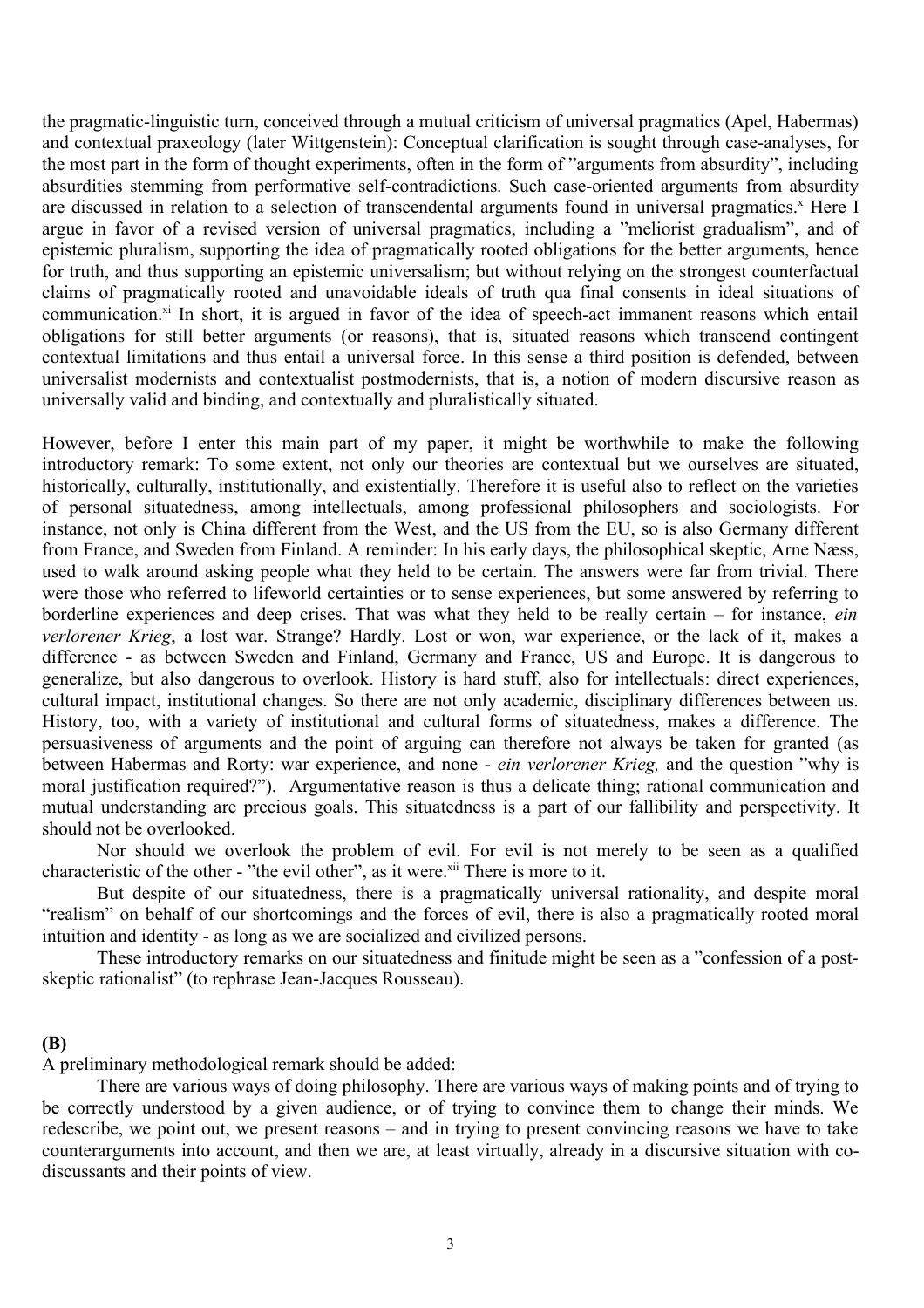the pragmatic-linguistic turn, conceived through a mutual criticism of universal pragmatics (Apel, Habermas) and contextual praxeology (later Wittgenstein): Conceptual clarification is sought through case-analyses, for the most part in the form of thought experiments, often in the form of "arguments from absurdity", including absurdities stemming from performative self-contradictions. Such case-oriented arguments from absurdity are discussed in relation to a selection of transcendental arguments found in universal pragmatics.[x] Here I argue in favor of a revised version of universal pragmatics, including a "meliorist gradualism", and of epistemic pluralism, supporting the idea of pragmatically rooted obligations for the better arguments, hence for truth, and thus supporting an epistemic universalism; but without relying on the strongest counterfactual claims of pragmatically rooted and unavoidable ideals of truth qua final consents in ideal situations of communication.[xi] In short, it is argued in favor of the idea of speech-act immanent reasons which entail obligations for still better arguments (or reasons), that is, situated reasons which transcend contingent contextual limitations and thus entail a universal force. In this sense a third position is defended, between universalist modernists and contextualist postmodernists, that is, a notion of modern discursive reason as universally valid and binding, and contextually and pluralistically situated.

However, before I enter this main part of my paper, it might be worthwhile to make the following introductory remark: To some extent, not only our theories are contextual but we ourselves are situated, historically, culturally, institutionally, and existentially. Therefore it is useful also to reflect on the varieties of personal situatedness, among intellectuals, among professional philosophers and sociologists. For instance, not only is China different from the West, and the US from the EU, so is also Germany different from France, and Sweden from Finland. A reminder: In his early days, the philosophical skeptic, Arne Næss, used to walk around asking people what they held to be certain. The answers were far from trivial. There were those who referred to lifeworld certainties or to sense experiences, but some answered by referring to borderline experiences and deep crises. That was what they held to be really certain – for instance, *ein verlorener Krieg*, a lost war. Strange? Hardly. Lost or won, war experience, or the lack of it, makes a difference - as between Sweden and Finland, Germany and France, US and Europe. It is dangerous to generalize, but also dangerous to overlook. History is hard stuff, also for intellectuals: direct experiences, cultural impact, institutional changes. So there are not only academic, disciplinary differences between us. History, too, with a variety of institutional and cultural forms of situatedness, makes a difference. The persuasiveness of arguments and the point of arguing can therefore not always be taken for granted (as between Habermas and Rorty: war experience, and none - *ein verlorener Krieg,* and the question "why is moral justification required?"). Argumentative reason is thus a delicate thing; rational communication and mutual understanding are precious goals. This situatedness is a part of our fallibility and perspectivity. It should not be overlooked.

Nor should we overlook the problem of evil. For evil is not merely to be seen as a qualified characteristic of the other - "the evil other", as it were.[xii] There is more to it.

But despite of our situatedness, there is a pragmatically universal rationality, and despite moral "realism" on behalf of our shortcomings and the forces of evil, there is also a pragmatically rooted moral intuition and identity - as long as we are socialized and civilized persons.

These introductory remarks on our situatedness and finitude might be seen as a "confession of a post-skeptic rationalist" (to rephrase Jean-Jacques Rousseau).

**(B)**

A preliminary methodological remark should be added:

There are various ways of doing philosophy. There are various ways of making points and of trying to be correctly understood by a given audience, or of trying to convince them to change their minds. We redescribe, we point out, we present reasons – and in trying to present convincing reasons we have to take counterarguments into account, and then we are, at least virtually, already in a discursive situation with co-discussants and their points of view.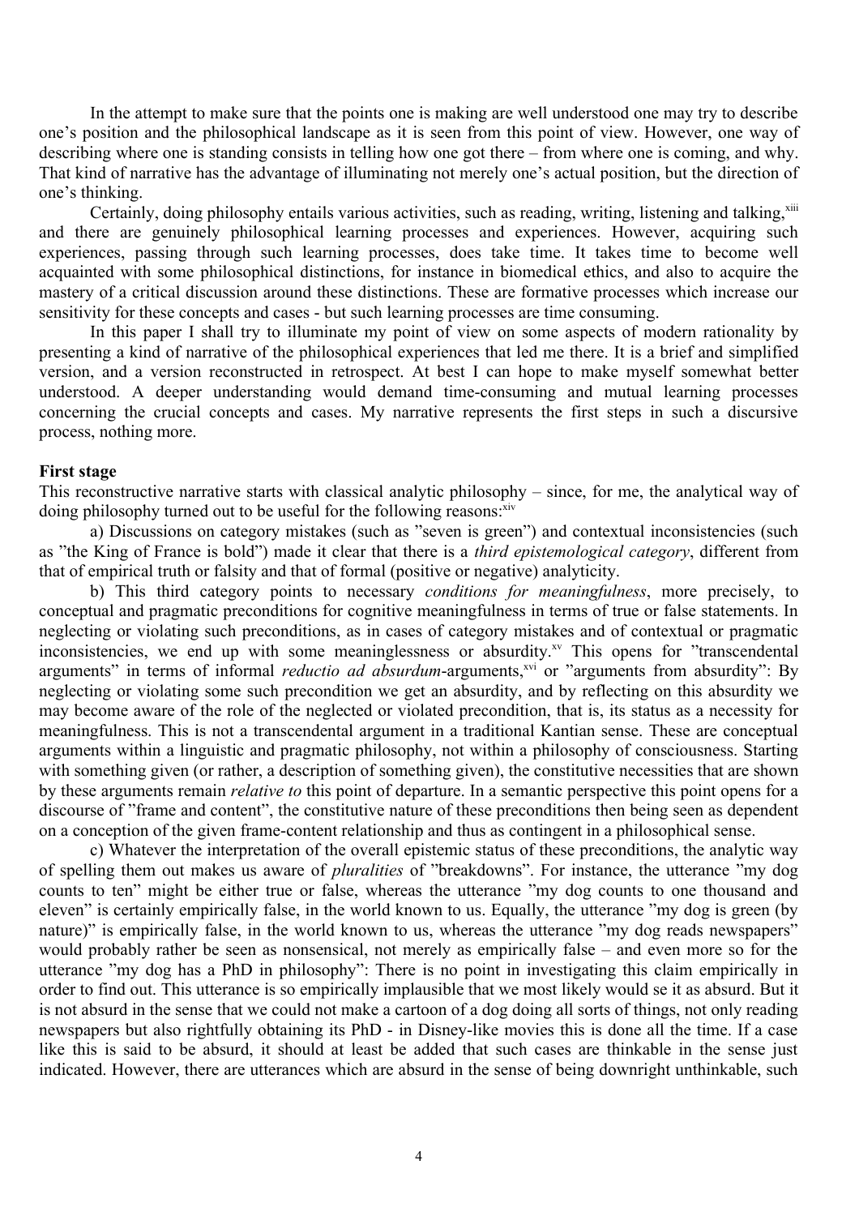In the attempt to make sure that the points one is making are well understood one may try to describe one's position and the philosophical landscape as it is seen from this point of view. However, one way of describing where one is standing consists in telling how one got there – from where one is coming, and why. That kind of narrative has the advantage of illuminating not merely one's actual position, but the direction of one's thinking.

Certainly, doing philosophy entails various activities, such as reading, writing, listening and talking,[xiii] and there are genuinely philosophical learning processes and experiences. However, acquiring such experiences, passing through such learning processes, does take time. It takes time to become well acquainted with some philosophical distinctions, for instance in biomedical ethics, and also to acquire the mastery of a critical discussion around these distinctions. These are formative processes which increase our sensitivity for these concepts and cases - but such learning processes are time consuming.

In this paper I shall try to illuminate my point of view on some aspects of modern rationality by presenting a kind of narrative of the philosophical experiences that led me there. It is a brief and simplified version, and a version reconstructed in retrospect. At best I can hope to make myself somewhat better understood. A deeper understanding would demand time-consuming and mutual learning processes concerning the crucial concepts and cases. My narrative represents the first steps in such a discursive process, nothing more.

**First stage**

This reconstructive narrative starts with classical analytic philosophy – since, for me, the analytical way of doing philosophy turned out to be useful for the following reasons:[xiv]

a) Discussions on category mistakes (such as "seven is green") and contextual inconsistencies (such as "the King of France is bold") made it clear that there is a *third epistemological category*, different from that of empirical truth or falsity and that of formal (positive or negative) analyticity.

b) This third category points to necessary *conditions for meaningfulness*, more precisely, to conceptual and pragmatic preconditions for cognitive meaningfulness in terms of true or false statements. In neglecting or violating such preconditions, as in cases of category mistakes and of contextual or pragmatic inconsistencies, we end up with some meaninglessness or absurdity.[xv] This opens for "transcendental arguments" in terms of informal *reductio ad absurdum*-arguments,[xvi] or "arguments from absurdity": By neglecting or violating some such precondition we get an absurdity, and by reflecting on this absurdity we may become aware of the role of the neglected or violated precondition, that is, its status as a necessity for meaningfulness. This is not a transcendental argument in a traditional Kantian sense. These are conceptual arguments within a linguistic and pragmatic philosophy, not within a philosophy of consciousness. Starting with something given (or rather, a description of something given), the constitutive necessities that are shown by these arguments remain *relative to* this point of departure. In a semantic perspective this point opens for a discourse of "frame and content", the constitutive nature of these preconditions then being seen as dependent on a conception of the given frame-content relationship and thus as contingent in a philosophical sense.

c) Whatever the interpretation of the overall epistemic status of these preconditions, the analytic way of spelling them out makes us aware of *pluralities* of "breakdowns". For instance, the utterance "my dog counts to ten" might be either true or false, whereas the utterance "my dog counts to one thousand and eleven" is certainly empirically false, in the world known to us. Equally, the utterance "my dog is green (by nature)" is empirically false, in the world known to us, whereas the utterance "my dog reads newspapers" would probably rather be seen as nonsensical, not merely as empirically false – and even more so for the utterance "my dog has a PhD in philosophy": There is no point in investigating this claim empirically in order to find out. This utterance is so empirically implausible that we most likely would se it as absurd. But it is not absurd in the sense that we could not make a cartoon of a dog doing all sorts of things, not only reading newspapers but also rightfully obtaining its PhD - in Disney-like movies this is done all the time. If a case like this is said to be absurd, it should at least be added that such cases are thinkable in the sense just indicated. However, there are utterances which are absurd in the sense of being downright unthinkable, such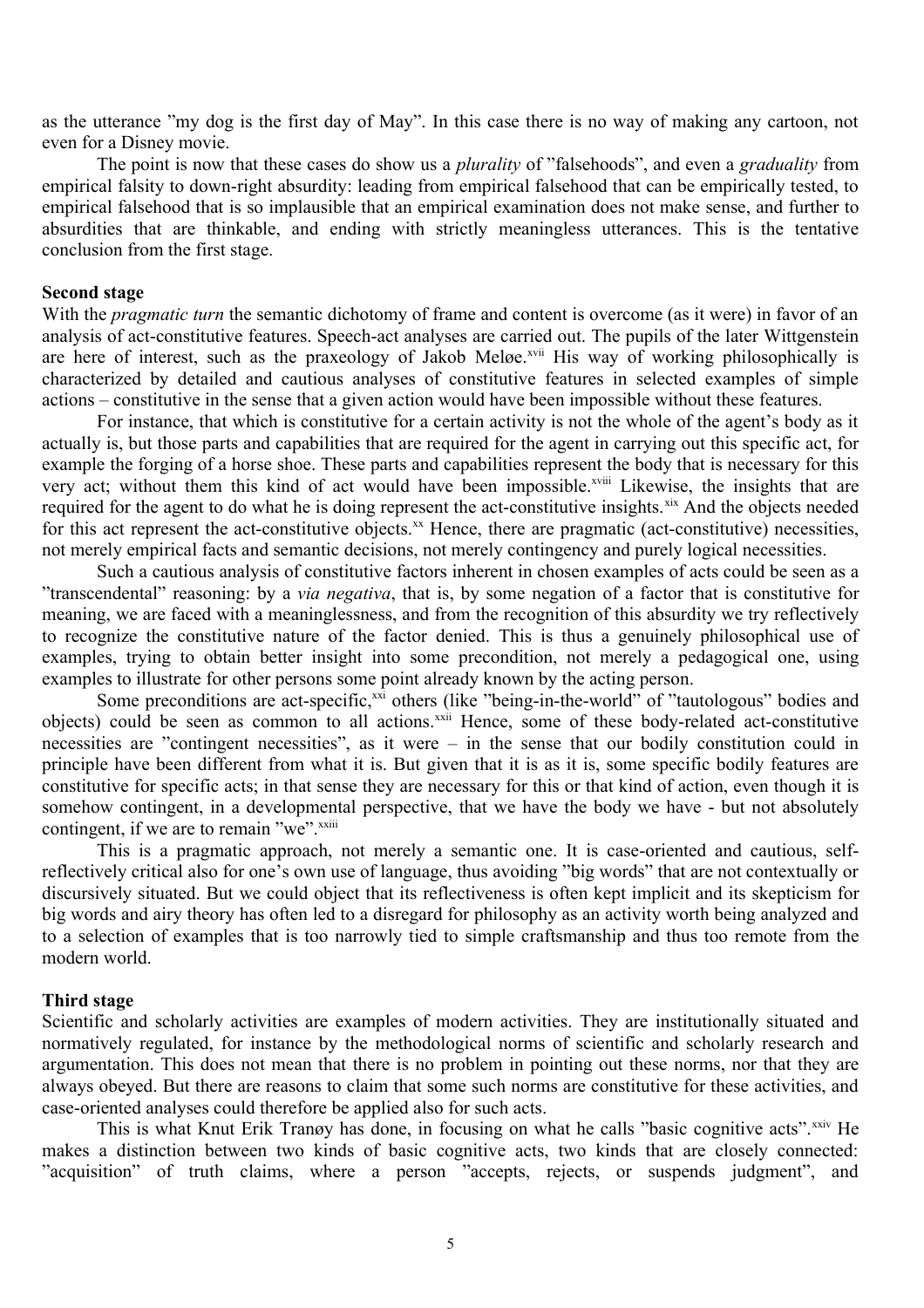as the utterance ”my dog is the first day of May”. In this case there is no way of making any cartoon, not even for a Disney movie.

The point is now that these cases do show us a *plurality* of ”falsehoods”, and even a *graduality* from empirical falsity to down-right absurdity: leading from empirical falsehood that can be empirically tested, to empirical falsehood that is so implausible that an empirical examination does not make sense, and further to absurdities that are thinkable, and ending with strictly meaningless utterances. This is the tentative conclusion from the first stage.

**Second stage**

With the *pragmatic turn* the semantic dichotomy of frame and content is overcome (as it were) in favor of an analysis of act-constitutive features. Speech-act analyses are carried out. The pupils of the later Wittgenstein are here of interest, such as the praxeology of Jakob Meløe.[xvii] His way of working philosophically is characterized by detailed and cautious analyses of constitutive features in selected examples of simple actions – constitutive in the sense that a given action would have been impossible without these features.

For instance, that which is constitutive for a certain activity is not the whole of the agent's body as it actually is, but those parts and capabilities that are required for the agent in carrying out this specific act, for example the forging of a horse shoe. These parts and capabilities represent the body that is necessary for this very act; without them this kind of act would have been impossible.[xviii] Likewise, the insights that are required for the agent to do what he is doing represent the act-constitutive insights.[xix] And the objects needed for this act represent the act-constitutive objects.[xx] Hence, there are pragmatic (act-constitutive) necessities, not merely empirical facts and semantic decisions, not merely contingency and purely logical necessities.

Such a cautious analysis of constitutive factors inherent in chosen examples of acts could be seen as a ”transcendental” reasoning: by a *via negativa*, that is, by some negation of a factor that is constitutive for meaning, we are faced with a meaninglessness, and from the recognition of this absurdity we try reflectively to recognize the constitutive nature of the factor denied. This is thus a genuinely philosophical use of examples, trying to obtain better insight into some precondition, not merely a pedagogical one, using examples to illustrate for other persons some point already known by the acting person.

Some preconditions are act-specific,[xxi] others (like ”being-in-the-world” of ”tautologous” bodies and objects) could be seen as common to all actions.[xxii] Hence, some of these body-related act-constitutive necessities are ”contingent necessities”, as it were – in the sense that our bodily constitution could in principle have been different from what it is. But given that it is as it is, some specific bodily features are constitutive for specific acts; in that sense they are necessary for this or that kind of action, even though it is somehow contingent, in a developmental perspective, that we have the body we have - but not absolutely contingent, if we are to remain ”we”.[xxiii]

This is a pragmatic approach, not merely a semantic one. It is case-oriented and cautious, self-reflectively critical also for one's own use of language, thus avoiding ”big words” that are not contextually or discursively situated. But we could object that its reflectiveness is often kept implicit and its skepticism for big words and airy theory has often led to a disregard for philosophy as an activity worth being analyzed and to a selection of examples that is too narrowly tied to simple craftsmanship and thus too remote from the modern world.

**Third stage**

Scientific and scholarly activities are examples of modern activities. They are institutionally situated and normatively regulated, for instance by the methodological norms of scientific and scholarly research and argumentation. This does not mean that there is no problem in pointing out these norms, nor that they are always obeyed. But there are reasons to claim that some such norms are constitutive for these activities, and case-oriented analyses could therefore be applied also for such acts.

This is what Knut Erik Tranøy has done, in focusing on what he calls ”basic cognitive acts”.[xxiv] He makes a distinction between two kinds of basic cognitive acts, two kinds that are closely connected: ”acquisition” of truth claims, where a person ”accepts, rejects, or suspends judgment”, and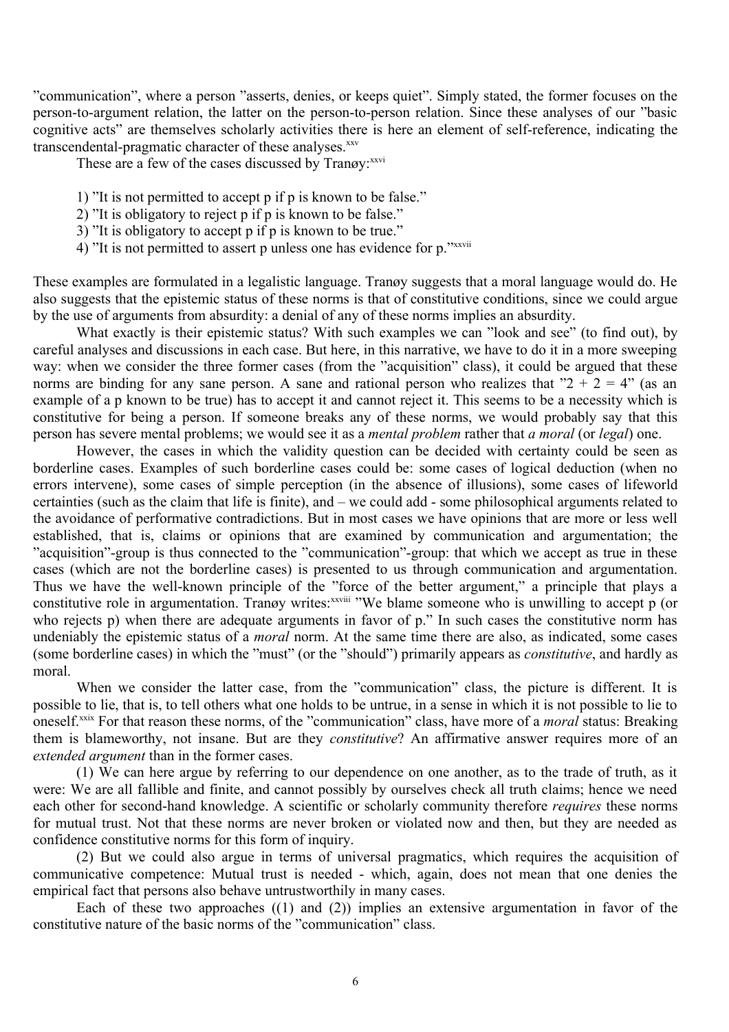”communication”, where a person ”asserts, denies, or keeps quiet”. Simply stated, the former focuses on the person-to-argument relation, the latter on the person-to-person relation. Since these analyses of our ”basic cognitive acts” are themselves scholarly activities there is here an element of self-reference, indicating the transcendental-pragmatic character of these analyses.[xxv]

These are a few of the cases discussed by Tranøy:[xxvi]

1) ”It is not permitted to accept p if p is known to be false.”
2) ”It is obligatory to reject p if p is known to be false.”
3) ”It is obligatory to accept p if p is known to be true.”
4) ”It is not permitted to assert p unless one has evidence for p.”[xxvii]

These examples are formulated in a legalistic language. Tranøy suggests that a moral language would do. He also suggests that the epistemic status of these norms is that of constitutive conditions, since we could argue by the use of arguments from absurdity: a denial of any of these norms implies an absurdity.

What exactly is their epistemic status? With such examples we can ”look and see” (to find out), by careful analyses and discussions in each case. But here, in this narrative, we have to do it in a more sweeping way: when we consider the three former cases (from the ”acquisition” class), it could be argued that these norms are binding for any sane person. A sane and rational person who realizes that ”2 + 2 = 4” (as an example of a p known to be true) has to accept it and cannot reject it. This seems to be a necessity which is constitutive for being a person. If someone breaks any of these norms, we would probably say that this person has severe mental problems; we would see it as a *mental problem* rather that *a moral* (or *legal*) one.

However, the cases in which the validity question can be decided with certainty could be seen as borderline cases. Examples of such borderline cases could be: some cases of logical deduction (when no errors intervene), some cases of simple perception (in the absence of illusions), some cases of lifeworld certainties (such as the claim that life is finite), and – we could add - some philosophical arguments related to the avoidance of performative contradictions. But in most cases we have opinions that are more or less well established, that is, claims or opinions that are examined by communication and argumentation; the ”acquisition”-group is thus connected to the ”communication”-group: that which we accept as true in these cases (which are not the borderline cases) is presented to us through communication and argumentation. Thus we have the well-known principle of the ”force of the better argument,” a principle that plays a constitutive role in argumentation. Tranøy writes:[xxviii] ”We blame someone who is unwilling to accept p (or who rejects p) when there are adequate arguments in favor of p.” In such cases the constitutive norm has undeniably the epistemic status of a *moral* norm. At the same time there are also, as indicated, some cases (some borderline cases) in which the ”must” (or the ”should”) primarily appears as *constitutive*, and hardly as moral.

When we consider the latter case, from the ”communication” class, the picture is different. It is possible to lie, that is, to tell others what one holds to be untrue, in a sense in which it is not possible to lie to oneself.[xxix] For that reason these norms, of the ”communication” class, have more of a *moral* status: Breaking them is blameworthy, not insane. But are they *constitutive*? An affirmative answer requires more of an *extended argument* than in the former cases.

(1) We can here argue by referring to our dependence on one another, as to the trade of truth, as it were: We are all fallible and finite, and cannot possibly by ourselves check all truth claims; hence we need each other for second-hand knowledge. A scientific or scholarly community therefore *requires* these norms for mutual trust. Not that these norms are never broken or violated now and then, but they are needed as confidence constitutive norms for this form of inquiry.

(2) But we could also argue in terms of universal pragmatics, which requires the acquisition of communicative competence: Mutual trust is needed - which, again, does not mean that one denies the empirical fact that persons also behave untrustworthily in many cases.

Each of these two approaches ((1) and (2)) implies an extensive argumentation in favor of the constitutive nature of the basic norms of the ”communication” class.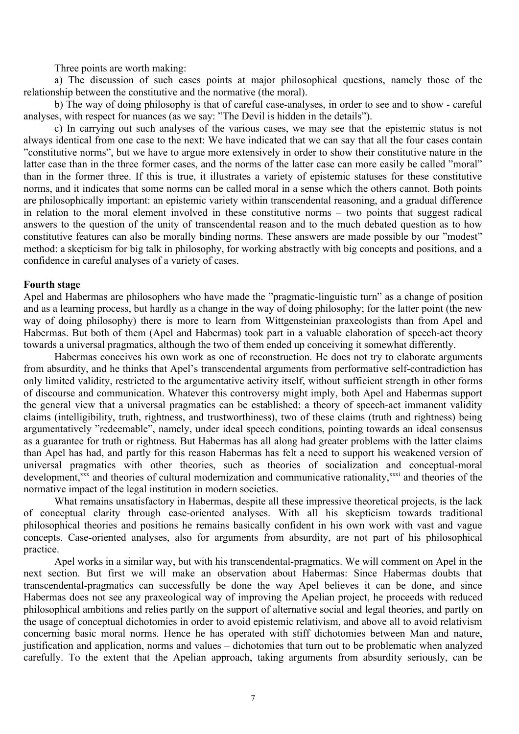Three points are worth making:

a) The discussion of such cases points at major philosophical questions, namely those of the relationship between the constitutive and the normative (the moral).

b) The way of doing philosophy is that of careful case-analyses, in order to see and to show - careful analyses, with respect for nuances (as we say: "The Devil is hidden in the details").

c) In carrying out such analyses of the various cases, we may see that the epistemic status is not always identical from one case to the next: We have indicated that we can say that all the four cases contain "constitutive norms", but we have to argue more extensively in order to show their constitutive nature in the latter case than in the three former cases, and the norms of the latter case can more easily be called "moral" than in the former three. If this is true, it illustrates a variety of epistemic statuses for these constitutive norms, and it indicates that some norms can be called moral in a sense which the others cannot. Both points are philosophically important: an epistemic variety within transcendental reasoning, and a gradual difference in relation to the moral element involved in these constitutive norms – two points that suggest radical answers to the question of the unity of transcendental reason and to the much debated question as to how constitutive features can also be morally binding norms. These answers are made possible by our "modest" method: a skepticism for big talk in philosophy, for working abstractly with big concepts and positions, and a confidence in careful analyses of a variety of cases.

**Fourth stage**

Apel and Habermas are philosophers who have made the "pragmatic-linguistic turn" as a change of position and as a learning process, but hardly as a change in the way of doing philosophy; for the latter point (the new way of doing philosophy) there is more to learn from Wittgensteinian praxeologists than from Apel and Habermas. But both of them (Apel and Habermas) took part in a valuable elaboration of speech-act theory towards a universal pragmatics, although the two of them ended up conceiving it somewhat differently.

Habermas conceives his own work as one of reconstruction. He does not try to elaborate arguments from absurdity, and he thinks that Apel's transcendental arguments from performative self-contradiction has only limited validity, restricted to the argumentative activity itself, without sufficient strength in other forms of discourse and communication. Whatever this controversy might imply, both Apel and Habermas support the general view that a universal pragmatics can be established: a theory of speech-act immanent validity claims (intelligibility, truth, rightness, and trustworthiness), two of these claims (truth and rightness) being argumentatively "redeemable", namely, under ideal speech conditions, pointing towards an ideal consensus as a guarantee for truth or rightness. But Habermas has all along had greater problems with the latter claims than Apel has had, and partly for this reason Habermas has felt a need to support his weakened version of universal pragmatics with other theories, such as theories of socialization and conceptual-moral development,[xxx] and theories of cultural modernization and communicative rationality,[xxxi] and theories of the normative impact of the legal institution in modern societies.

What remains unsatisfactory in Habermas, despite all these impressive theoretical projects, is the lack of conceptual clarity through case-oriented analyses. With all his skepticism towards traditional philosophical theories and positions he remains basically confident in his own work with vast and vague concepts. Case-oriented analyses, also for arguments from absurdity, are not part of his philosophical practice.

Apel works in a similar way, but with his transcendental-pragmatics. We will comment on Apel in the next section. But first we will make an observation about Habermas: Since Habermas doubts that transcendental-pragmatics can successfully be done the way Apel believes it can be done, and since Habermas does not see any praxeological way of improving the Apelian project, he proceeds with reduced philosophical ambitions and relies partly on the support of alternative social and legal theories, and partly on the usage of conceptual dichotomies in order to avoid epistemic relativism, and above all to avoid relativism concerning basic moral norms. Hence he has operated with stiff dichotomies between Man and nature, justification and application, norms and values – dichotomies that turn out to be problematic when analyzed carefully. To the extent that the Apelian approach, taking arguments from absurdity seriously, can be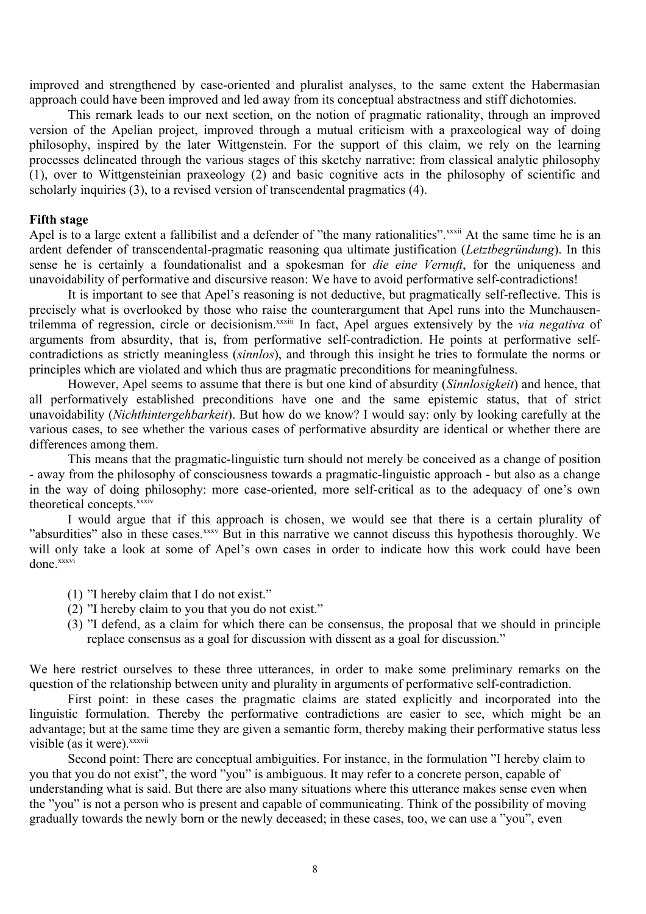improved and strengthened by case-oriented and pluralist analyses, to the same extent the Habermasian approach could have been improved and led away from its conceptual abstractness and stiff dichotomies.

This remark leads to our next section, on the notion of pragmatic rationality, through an improved version of the Apelian project, improved through a mutual criticism with a praxeological way of doing philosophy, inspired by the later Wittgenstein. For the support of this claim, we rely on the learning processes delineated through the various stages of this sketchy narrative: from classical analytic philosophy (1), over to Wittgensteinian praxeology (2) and basic cognitive acts in the philosophy of scientific and scholarly inquiries (3), to a revised version of transcendental pragmatics (4).

**Fifth stage**

Apel is to a large extent a fallibilist and a defender of "the many rationalities".[xxxii] At the same time he is an ardent defender of transcendental-pragmatic reasoning qua ultimate justification (*Letztbegründung*). In this sense he is certainly a foundationalist and a spokesman for *die eine Vernuft*, for the uniqueness and unavoidability of performative and discursive reason: We have to avoid performative self-contradictions!

It is important to see that Apel's reasoning is not deductive, but pragmatically self-reflective. This is precisely what is overlooked by those who raise the counterargument that Apel runs into the Munchausen-trilemma of regression, circle or decisionism.[xxxiii] In fact, Apel argues extensively by the *via negativa* of arguments from absurdity, that is, from performative self-contradiction. He points at performative self-contradictions as strictly meaningless (*sinnlos*), and through this insight he tries to formulate the norms or principles which are violated and which thus are pragmatic preconditions for meaningfulness.

However, Apel seems to assume that there is but one kind of absurdity (*Sinnlosigkeit*) and hence, that all performatively established preconditions have one and the same epistemic status, that of strict unavoidability (*Nichthintergehbarkeit*). But how do we know? I would say: only by looking carefully at the various cases, to see whether the various cases of performative absurdity are identical or whether there are differences among them.

This means that the pragmatic-linguistic turn should not merely be conceived as a change of position - away from the philosophy of consciousness towards a pragmatic-linguistic approach - but also as a change in the way of doing philosophy: more case-oriented, more self-critical as to the adequacy of one's own theoretical concepts.[xxxiv]

I would argue that if this approach is chosen, we would see that there is a certain plurality of "absurdities" also in these cases.[xxxv] But in this narrative we cannot discuss this hypothesis thoroughly. We will only take a look at some of Apel's own cases in order to indicate how this work could have been done.[xxxvi]

(1) "I hereby claim that I do not exist."
(2) "I hereby claim to you that you do not exist."
(3) "I defend, as a claim for which there can be consensus, the proposal that we should in principle replace consensus as a goal for discussion with dissent as a goal for discussion."

We here restrict ourselves to these three utterances, in order to make some preliminary remarks on the question of the relationship between unity and plurality in arguments of performative self-contradiction.

First point: in these cases the pragmatic claims are stated explicitly and incorporated into the linguistic formulation. Thereby the performative contradictions are easier to see, which might be an advantage; but at the same time they are given a semantic form, thereby making their performative status less visible (as it were).[xxxvii]

Second point: There are conceptual ambiguities. For instance, in the formulation "I hereby claim to you that you do not exist", the word "you" is ambiguous. It may refer to a concrete person, capable of understanding what is said. But there are also many situations where this utterance makes sense even when the "you" is not a person who is present and capable of communicating. Think of the possibility of moving gradually towards the newly born or the newly deceased; in these cases, too, we can use a "you", even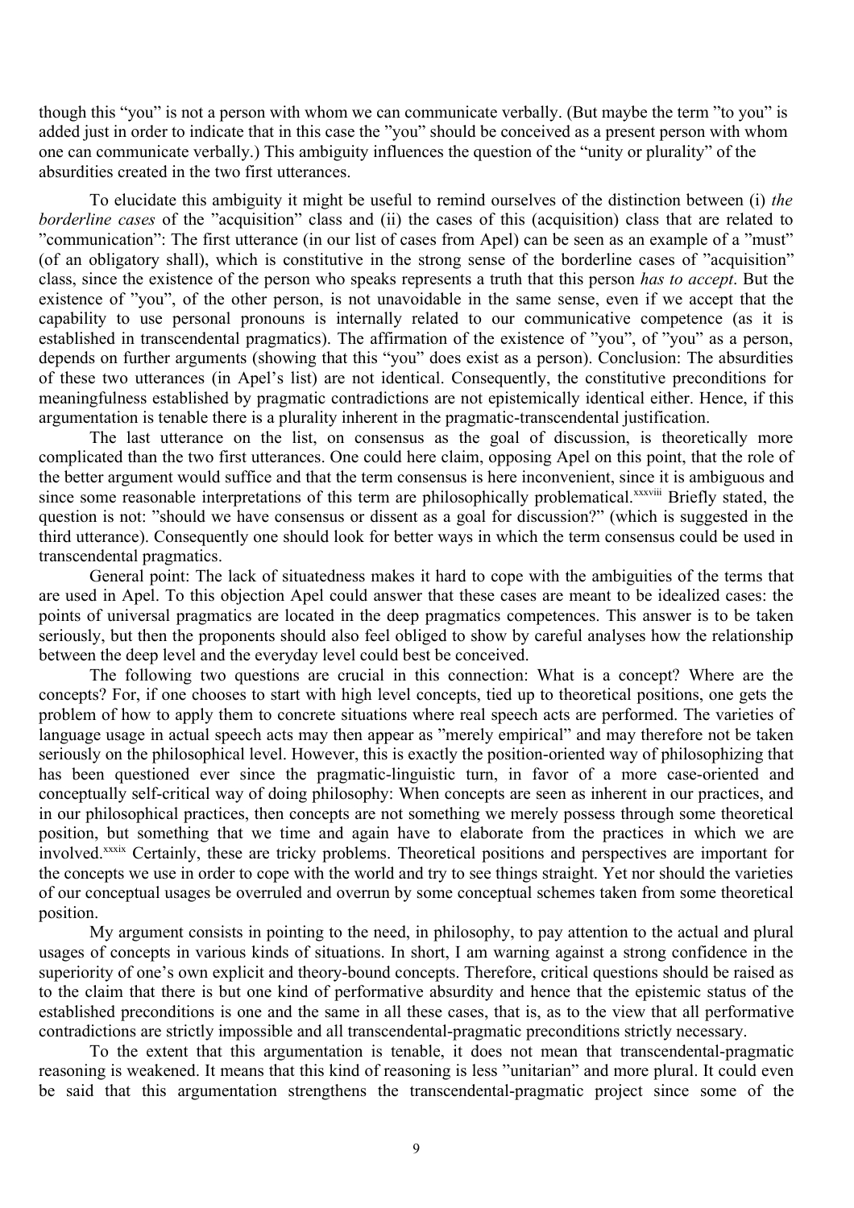though this "you" is not a person with whom we can communicate verbally. (But maybe the term "to you" is added just in order to indicate that in this case the "you" should be conceived as a present person with whom one can communicate verbally.) This ambiguity influences the question of the "unity or plurality" of the absurdities created in the two first utterances.

To elucidate this ambiguity it might be useful to remind ourselves of the distinction between (i) *the borderline cases* of the "acquisition" class and (ii) the cases of this (acquisition) class that are related to "communication": The first utterance (in our list of cases from Apel) can be seen as an example of a "must" (of an obligatory shall), which is constitutive in the strong sense of the borderline cases of "acquisition" class, since the existence of the person who speaks represents a truth that this person *has to accept*. But the existence of "you", of the other person, is not unavoidable in the same sense, even if we accept that the capability to use personal pronouns is internally related to our communicative competence (as it is established in transcendental pragmatics). The affirmation of the existence of "you", of "you" as a person, depends on further arguments (showing that this "you" does exist as a person). Conclusion: The absurdities of these two utterances (in Apel's list) are not identical. Consequently, the constitutive preconditions for meaningfulness established by pragmatic contradictions are not epistemically identical either. Hence, if this argumentation is tenable there is a plurality inherent in the pragmatic-transcendental justification.

The last utterance on the list, on consensus as the goal of discussion, is theoretically more complicated than the two first utterances. One could here claim, opposing Apel on this point, that the role of the better argument would suffice and that the term consensus is here inconvenient, since it is ambiguous and since some reasonable interpretations of this term are philosophically problematical.[xxxviii] Briefly stated, the question is not: "should we have consensus or dissent as a goal for discussion?" (which is suggested in the third utterance). Consequently one should look for better ways in which the term consensus could be used in transcendental pragmatics.

General point: The lack of situatedness makes it hard to cope with the ambiguities of the terms that are used in Apel. To this objection Apel could answer that these cases are meant to be idealized cases: the points of universal pragmatics are located in the deep pragmatics competences. This answer is to be taken seriously, but then the proponents should also feel obliged to show by careful analyses how the relationship between the deep level and the everyday level could best be conceived.

The following two questions are crucial in this connection: What is a concept? Where are the concepts? For, if one chooses to start with high level concepts, tied up to theoretical positions, one gets the problem of how to apply them to concrete situations where real speech acts are performed. The varieties of language usage in actual speech acts may then appear as "merely empirical" and may therefore not be taken seriously on the philosophical level. However, this is exactly the position-oriented way of philosophizing that has been questioned ever since the pragmatic-linguistic turn, in favor of a more case-oriented and conceptually self-critical way of doing philosophy: When concepts are seen as inherent in our practices, and in our philosophical practices, then concepts are not something we merely possess through some theoretical position, but something that we time and again have to elaborate from the practices in which we are involved.[xxxix] Certainly, these are tricky problems. Theoretical positions and perspectives are important for the concepts we use in order to cope with the world and try to see things straight. Yet nor should the varieties of our conceptual usages be overruled and overrun by some conceptual schemes taken from some theoretical position.

My argument consists in pointing to the need, in philosophy, to pay attention to the actual and plural usages of concepts in various kinds of situations. In short, I am warning against a strong confidence in the superiority of one's own explicit and theory-bound concepts. Therefore, critical questions should be raised as to the claim that there is but one kind of performative absurdity and hence that the epistemic status of the established preconditions is one and the same in all these cases, that is, as to the view that all performative contradictions are strictly impossible and all transcendental-pragmatic preconditions strictly necessary.

To the extent that this argumentation is tenable, it does not mean that transcendental-pragmatic reasoning is weakened. It means that this kind of reasoning is less "unitarian" and more plural. It could even be said that this argumentation strengthens the transcendental-pragmatic project since some of the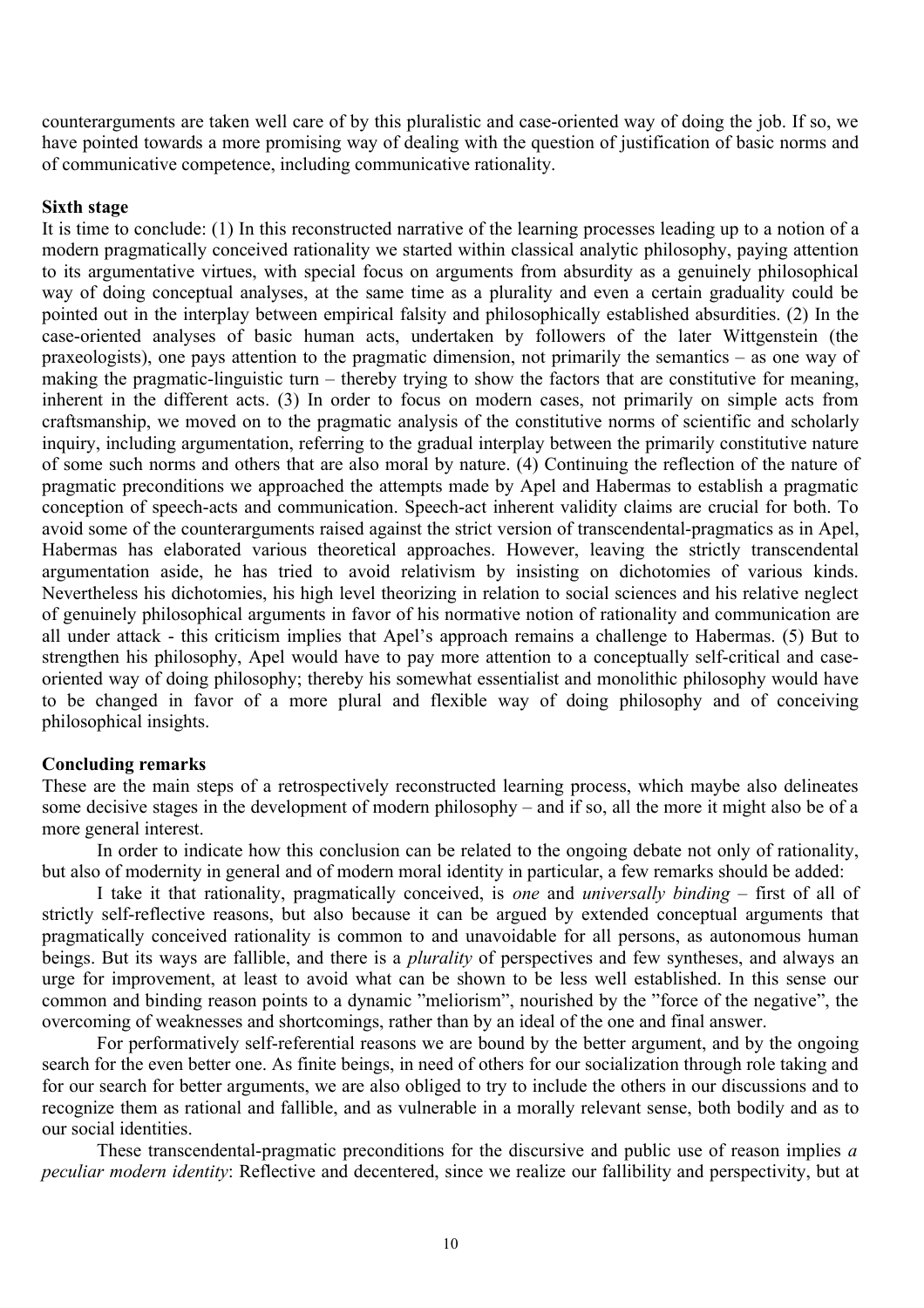counterarguments are taken well care of by this pluralistic and case-oriented way of doing the job. If so, we have pointed towards a more promising way of dealing with the question of justification of basic norms and of communicative competence, including communicative rationality.

**Sixth stage**

It is time to conclude: (1) In this reconstructed narrative of the learning processes leading up to a notion of a modern pragmatically conceived rationality we started within classical analytic philosophy, paying attention to its argumentative virtues, with special focus on arguments from absurdity as a genuinely philosophical way of doing conceptual analyses, at the same time as a plurality and even a certain graduality could be pointed out in the interplay between empirical falsity and philosophically established absurdities. (2) In the case-oriented analyses of basic human acts, undertaken by followers of the later Wittgenstein (the praxeologists), one pays attention to the pragmatic dimension, not primarily the semantics – as one way of making the pragmatic-linguistic turn – thereby trying to show the factors that are constitutive for meaning, inherent in the different acts. (3) In order to focus on modern cases, not primarily on simple acts from craftsmanship, we moved on to the pragmatic analysis of the constitutive norms of scientific and scholarly inquiry, including argumentation, referring to the gradual interplay between the primarily constitutive nature of some such norms and others that are also moral by nature. (4) Continuing the reflection of the nature of pragmatic preconditions we approached the attempts made by Apel and Habermas to establish a pragmatic conception of speech-acts and communication. Speech-act inherent validity claims are crucial for both. To avoid some of the counterarguments raised against the strict version of transcendental-pragmatics as in Apel, Habermas has elaborated various theoretical approaches. However, leaving the strictly transcendental argumentation aside, he has tried to avoid relativism by insisting on dichotomies of various kinds. Nevertheless his dichotomies, his high level theorizing in relation to social sciences and his relative neglect of genuinely philosophical arguments in favor of his normative notion of rationality and communication are all under attack - this criticism implies that Apel's approach remains a challenge to Habermas. (5) But to strengthen his philosophy, Apel would have to pay more attention to a conceptually self-critical and case-oriented way of doing philosophy; thereby his somewhat essentialist and monolithic philosophy would have to be changed in favor of a more plural and flexible way of doing philosophy and of conceiving philosophical insights.

**Concluding remarks**

These are the main steps of a retrospectively reconstructed learning process, which maybe also delineates some decisive stages in the development of modern philosophy – and if so, all the more it might also be of a more general interest.

In order to indicate how this conclusion can be related to the ongoing debate not only of rationality, but also of modernity in general and of modern moral identity in particular, a few remarks should be added:

I take it that rationality, pragmatically conceived, is *one* and *universally binding* – first of all of strictly self-reflective reasons, but also because it can be argued by extended conceptual arguments that pragmatically conceived rationality is common to and unavoidable for all persons, as autonomous human beings. But its ways are fallible, and there is a *plurality* of perspectives and few syntheses, and always an urge for improvement, at least to avoid what can be shown to be less well established. In this sense our common and binding reason points to a dynamic "meliorism", nourished by the "force of the negative", the overcoming of weaknesses and shortcomings, rather than by an ideal of the one and final answer.

For performatively self-referential reasons we are bound by the better argument, and by the ongoing search for the even better one. As finite beings, in need of others for our socialization through role taking and for our search for better arguments, we are also obliged to try to include the others in our discussions and to recognize them as rational and fallible, and as vulnerable in a morally relevant sense, both bodily and as to our social identities.

These transcendental-pragmatic preconditions for the discursive and public use of reason implies *a peculiar modern identity*: Reflective and decentered, since we realize our fallibility and perspectivity, but at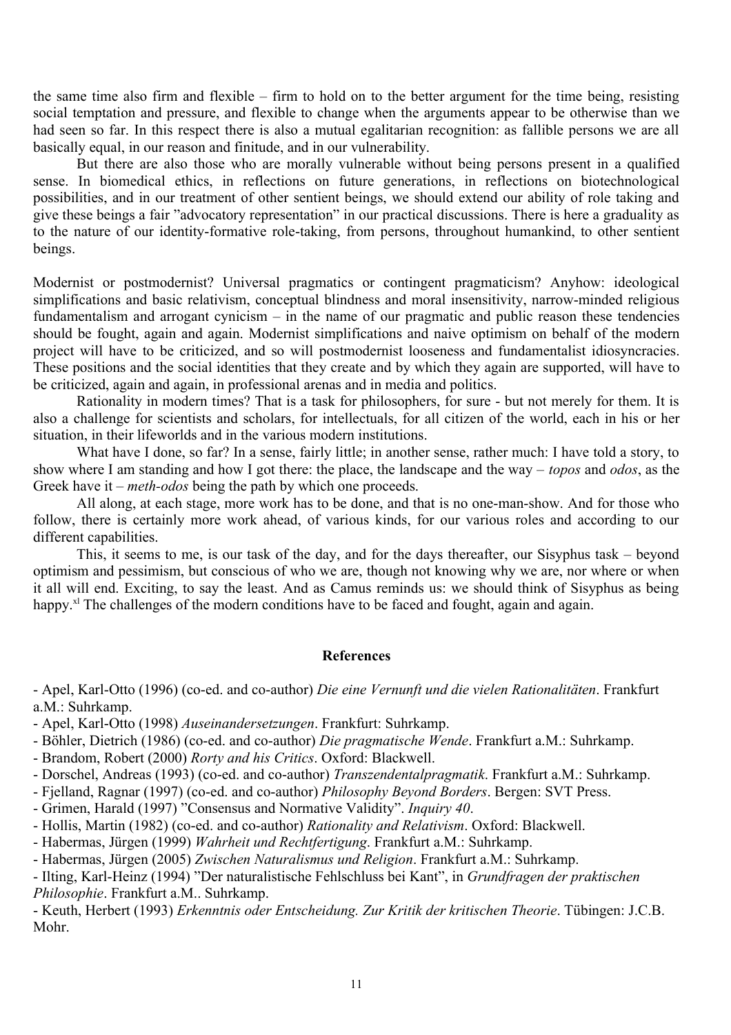the same time also firm and flexible – firm to hold on to the better argument for the time being, resisting social temptation and pressure, and flexible to change when the arguments appear to be otherwise than we had seen so far. In this respect there is also a mutual egalitarian recognition: as fallible persons we are all basically equal, in our reason and finitude, and in our vulnerability.

But there are also those who are morally vulnerable without being persons present in a qualified sense. In biomedical ethics, in reflections on future generations, in reflections on biotechnological possibilities, and in our treatment of other sentient beings, we should extend our ability of role taking and give these beings a fair "advocatory representation" in our practical discussions. There is here a graduality as to the nature of our identity-formative role-taking, from persons, throughout humankind, to other sentient beings.

Modernist or postmodernist? Universal pragmatics or contingent pragmaticism? Anyhow: ideological simplifications and basic relativism, conceptual blindness and moral insensitivity, narrow-minded religious fundamentalism and arrogant cynicism – in the name of our pragmatic and public reason these tendencies should be fought, again and again. Modernist simplifications and naive optimism on behalf of the modern project will have to be criticized, and so will postmodernist looseness and fundamentalist idiosyncracies. These positions and the social identities that they create and by which they again are supported, will have to be criticized, again and again, in professional arenas and in media and politics.

Rationality in modern times? That is a task for philosophers, for sure - but not merely for them. It is also a challenge for scientists and scholars, for intellectuals, for all citizen of the world, each in his or her situation, in their lifeworlds and in the various modern institutions.

What have I done, so far? In a sense, fairly little; in another sense, rather much: I have told a story, to show where I am standing and how I got there: the place, the landscape and the way – *topos* and *odos*, as the Greek have it – *meth-odos* being the path by which one proceeds.

All along, at each stage, more work has to be done, and that is no one-man-show. And for those who follow, there is certainly more work ahead, of various kinds, for our various roles and according to our different capabilities.

This, it seems to me, is our task of the day, and for the days thereafter, our Sisyphus task – beyond optimism and pessimism, but conscious of who we are, though not knowing why we are, nor where or when it all will end. Exciting, to say the least. And as Camus reminds us: we should think of Sisyphus as being happy.[xl] The challenges of the modern conditions have to be faced and fought, again and again.

## References

- Apel, Karl-Otto (1996) (co-ed. and co-author) *Die eine Vernunft und die vielen Rationalitäten*. Frankfurt a.M.: Suhrkamp.
- Apel, Karl-Otto (1998) *Auseinandersetzungen*. Frankfurt: Suhrkamp.
- Böhler, Dietrich (1986) (co-ed. and co-author) *Die pragmatische Wende*. Frankfurt a.M.: Suhrkamp.
- Brandom, Robert (2000) *Rorty and his Critics*. Oxford: Blackwell.
- Dorschel, Andreas (1993) (co-ed. and co-author) *Transzendentalpragmatik*. Frankfurt a.M.: Suhrkamp.
- Fjelland, Ragnar (1997) (co-ed. and co-author) *Philosophy Beyond Borders*. Bergen: SVT Press.
- Grimen, Harald (1997) "Consensus and Normative Validity". *Inquiry 40*.
- Hollis, Martin (1982) (co-ed. and co-author) *Rationality and Relativism*. Oxford: Blackwell.
- Habermas, Jürgen (1999) *Wahrheit und Rechtfertigung*. Frankfurt a.M.: Suhrkamp.
- Habermas, Jürgen (2005) *Zwischen Naturalismus und Religion*. Frankfurt a.M.: Suhrkamp.
- Ilting, Karl-Heinz (1994) "Der naturalistische Fehlschluss bei Kant", in *Grundfragen der praktischen Philosophie*. Frankfurt a.M.. Suhrkamp.
- Keuth, Herbert (1993) *Erkenntnis oder Entscheidung. Zur Kritik der kritischen Theorie*. Tübingen: J.C.B. Mohr.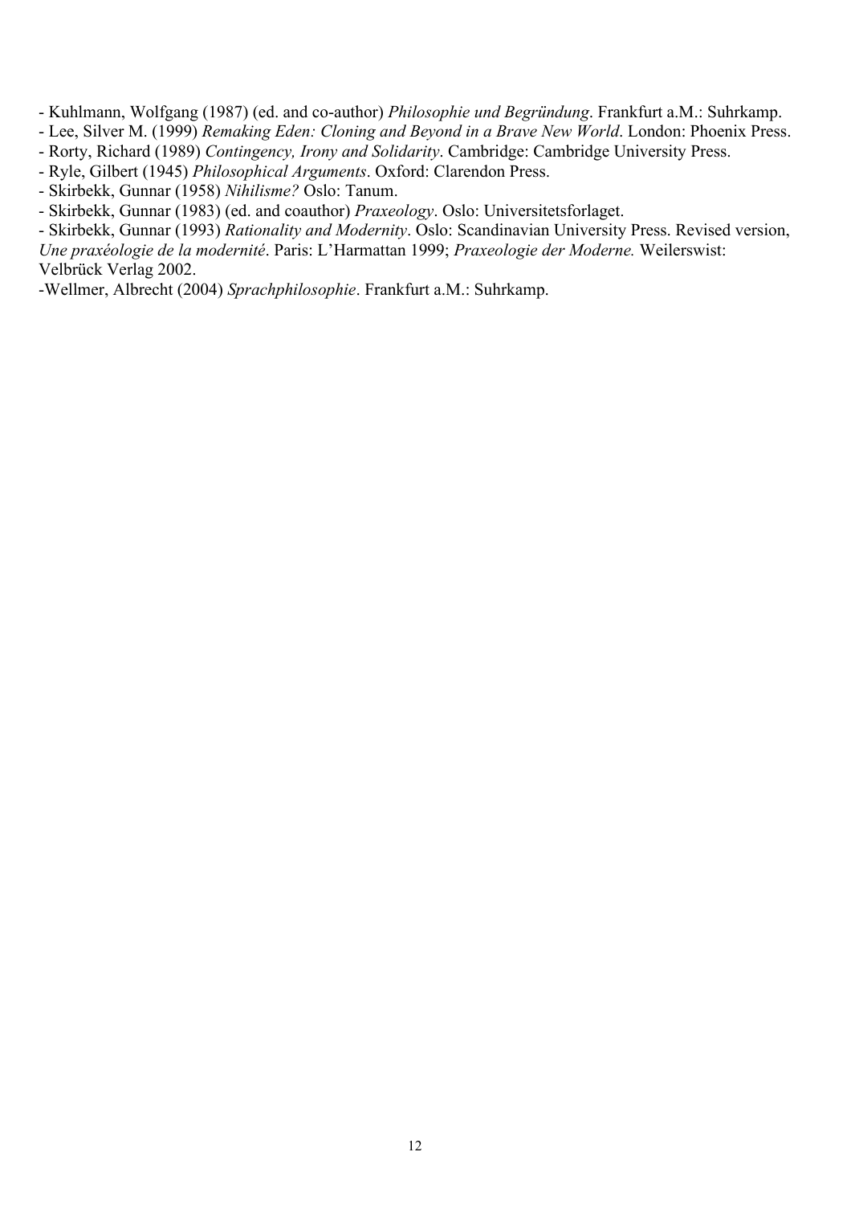- Kuhlmann, Wolfgang (1987) (ed. and co-author) *Philosophie und Begründung*. Frankfurt a.M.: Suhrkamp.
- Lee, Silver M. (1999) *Remaking Eden: Cloning and Beyond in a Brave New World*. London: Phoenix Press.
- Rorty, Richard (1989) *Contingency, Irony and Solidarity*. Cambridge: Cambridge University Press.
- Ryle, Gilbert (1945) *Philosophical Arguments*. Oxford: Clarendon Press.
- Skirbekk, Gunnar (1958) *Nihilisme?* Oslo: Tanum.
- Skirbekk, Gunnar (1983) (ed. and coauthor) *Praxeology*. Oslo: Universitetsforlaget.
- Skirbekk, Gunnar (1993) *Rationality and Modernity*. Oslo: Scandinavian University Press. Revised version, *Une praxéologie de la modernité*. Paris: L'Harmattan 1999; *Praxeologie der Moderne.* Weilerswist: Velbrück Verlag 2002.
- Wellmer, Albrecht (2004) *Sprachphilosophie*. Frankfurt a.M.: Suhrkamp.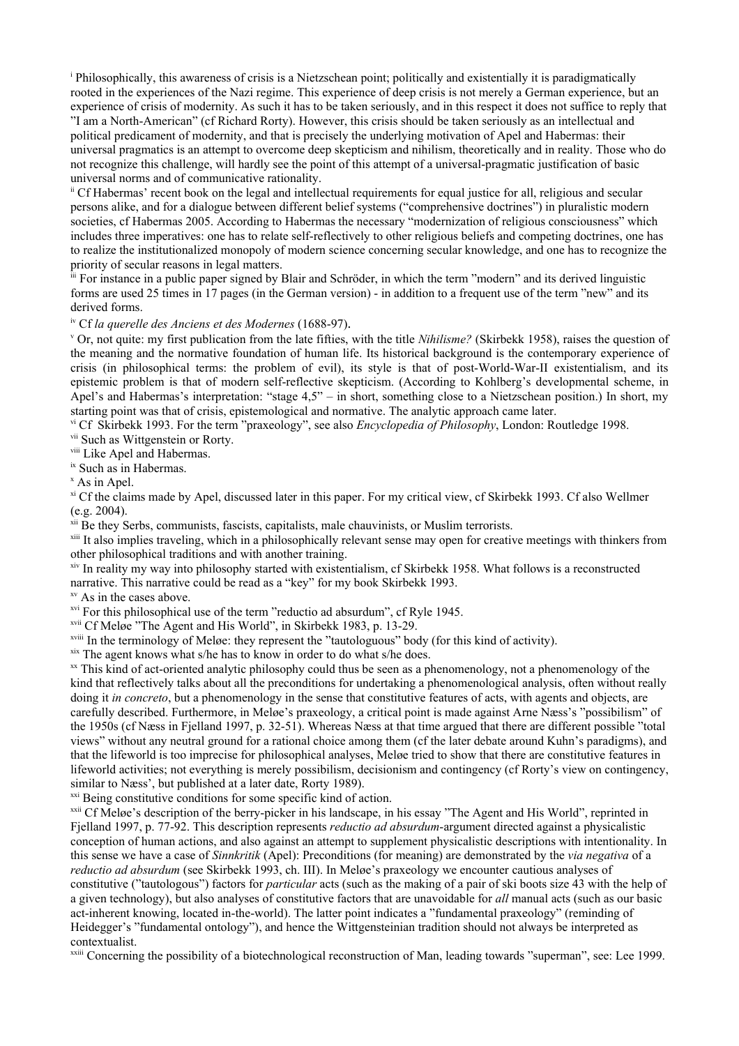[i] Philosophically, this awareness of crisis is a Nietzschean point; politically and existentially it is paradigmatically rooted in the experiences of the Nazi regime. This experience of deep crisis is not merely a German experience, but an experience of crisis of modernity. As such it has to be taken seriously, and in this respect it does not suffice to reply that "I am a North-American" (cf Richard Rorty). However, this crisis should be taken seriously as an intellectual and political predicament of modernity, and that is precisely the underlying motivation of Apel and Habermas: their universal pragmatics is an attempt to overcome deep skepticism and nihilism, theoretically and in reality. Those who do not recognize this challenge, will hardly see the point of this attempt of a universal-pragmatic justification of basic universal norms and of communicative rationality.

[ii] Cf Habermas' recent book on the legal and intellectual requirements for equal justice for all, religious and secular persons alike, and for a dialogue between different belief systems ("comprehensive doctrines") in pluralistic modern societies, cf Habermas 2005. According to Habermas the necessary "modernization of religious consciousness" which includes three imperatives: one has to relate self-reflectively to other religious beliefs and competing doctrines, one has to realize the institutionalized monopoly of modern science concerning secular knowledge, and one has to recognize the priority of secular reasons in legal matters.

[iii] For instance in a public paper signed by Blair and Schröder, in which the term "modern" and its derived linguistic forms are used 25 times in 17 pages (in the German version) - in addition to a frequent use of the term "new" and its derived forms.

[iv] Cf *la querelle des Anciens et des Modernes* (1688-97).

[v] Or, not quite: my first publication from the late fifties, with the title *Nihilisme?* (Skirbekk 1958), raises the question of the meaning and the normative foundation of human life. Its historical background is the contemporary experience of crisis (in philosophical terms: the problem of evil), its style is that of post-World-War-II existentialism, and its epistemic problem is that of modern self-reflective skepticism. (According to Kohlberg's developmental scheme, in Apel's and Habermas's interpretation: "stage 4,5" – in short, something close to a Nietzschean position.) In short, my starting point was that of crisis, epistemological and normative. The analytic approach came later.

[vi] Cf Skirbekk 1993. For the term "praxeology", see also *Encyclopedia of Philosophy*, London: Routledge 1998.

[vii] Such as Wittgenstein or Rorty.

[viii] Like Apel and Habermas.

[ix] Such as in Habermas.

[x] As in Apel.

[xi] Cf the claims made by Apel, discussed later in this paper. For my critical view, cf Skirbekk 1993. Cf also Wellmer (e.g. 2004).

[xii] Be they Serbs, communists, fascists, capitalists, male chauvinists, or Muslim terrorists.

[xiii] It also implies traveling, which in a philosophically relevant sense may open for creative meetings with thinkers from other philosophical traditions and with another training.

[xiv] In reality my way into philosophy started with existentialism, cf Skirbekk 1958. What follows is a reconstructed narrative. This narrative could be read as a "key" for my book Skirbekk 1993.

[xv] As in the cases above.

[xvi] For this philosophical use of the term "reductio ad absurdum", cf Ryle 1945.

[xvii] Cf Meløe "The Agent and His World", in Skirbekk 1983, p. 13-29.

[xviii] In the terminology of Meløe: they represent the "tautologuous" body (for this kind of activity).

[xix] The agent knows what s/he has to know in order to do what s/he does.

[xx] This kind of act-oriented analytic philosophy could thus be seen as a phenomenology, not a phenomenology of the kind that reflectively talks about all the preconditions for undertaking a phenomenological analysis, often without really doing it *in concreto*, but a phenomenology in the sense that constitutive features of acts, with agents and objects, are carefully described. Furthermore, in Meløe's praxeology, a critical point is made against Arne Næss's "possibilism" of the 1950s (cf Næss in Fjelland 1997, p. 32-51). Whereas Næss at that time argued that there are different possible "total views" without any neutral ground for a rational choice among them (cf the later debate around Kuhn's paradigms), and that the lifeworld is too imprecise for philosophical analyses, Meløe tried to show that there are constitutive features in lifeworld activities; not everything is merely possibilism, decisionism and contingency (cf Rorty's view on contingency, similar to Næss', but published at a later date, Rorty 1989).

[xxi] Being constitutive conditions for some specific kind of action.

[xxii] Cf Meløe's description of the berry-picker in his landscape, in his essay "The Agent and His World", reprinted in Fjelland 1997, p. 77-92. This description represents *reductio ad absurdum*-argument directed against a physicalistic conception of human actions, and also against an attempt to supplement physicalistic descriptions with intentionality. In this sense we have a case of *Sinnkritik* (Apel): Preconditions (for meaning) are demonstrated by the *via negativa* of a *reductio ad absurdum* (see Skirbekk 1993, ch. III). In Meløe's praxeology we encounter cautious analyses of constitutive ("tautologous") factors for *particular* acts (such as the making of a pair of ski boots size 43 with the help of a given technology), but also analyses of constitutive factors that are unavoidable for *all* manual acts (such as our basic act-inherent knowing, located in-the-world). The latter point indicates a "fundamental praxeology" (reminding of Heidegger's "fundamental ontology"), and hence the Wittgensteinian tradition should not always be interpreted as contextualist.

[xxiii] Concerning the possibility of a biotechnological reconstruction of Man, leading towards "superman", see: Lee 1999.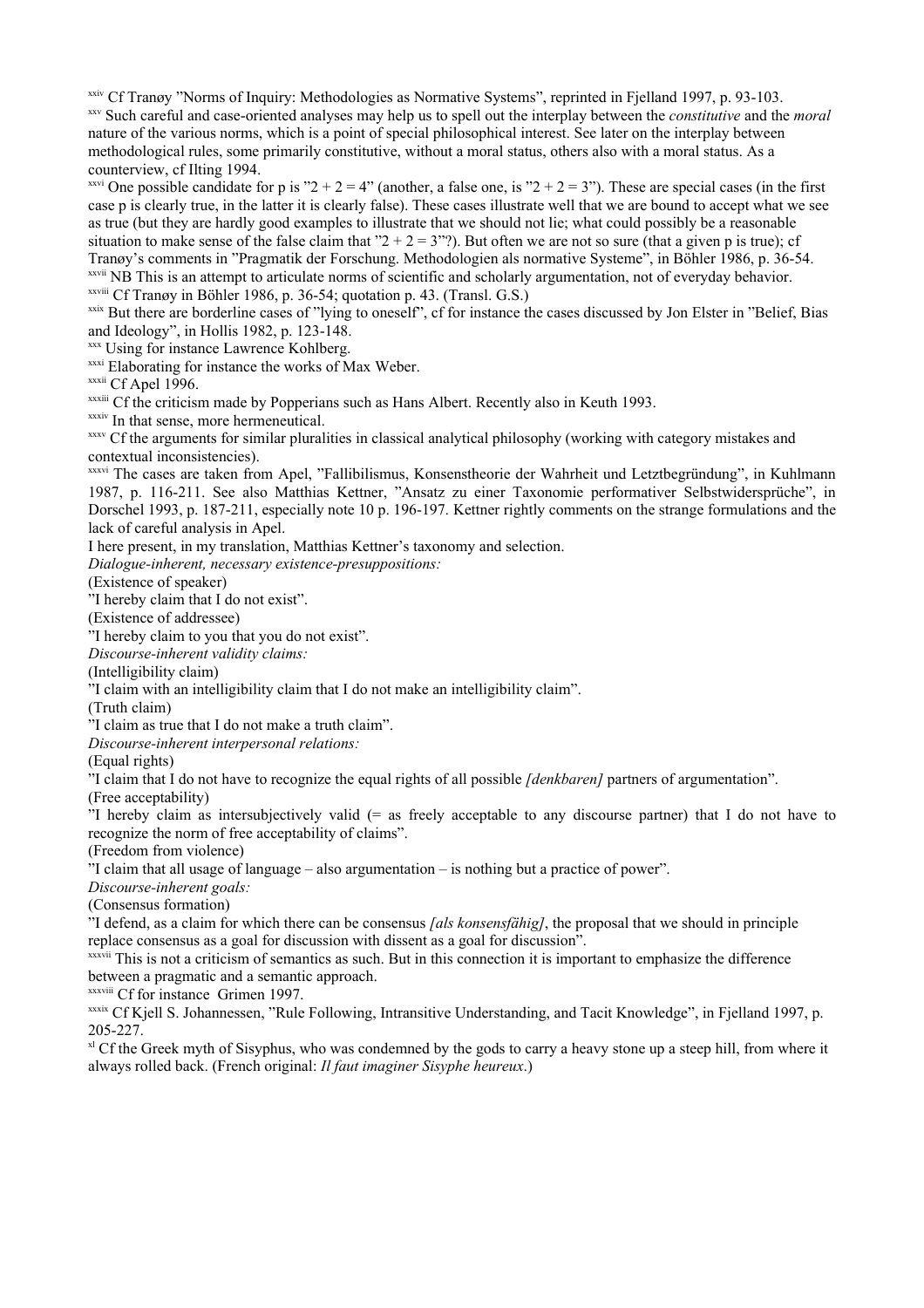[xxiv] Cf Tranøy "Norms of Inquiry: Methodologies as Normative Systems", reprinted in Fjelland 1997, p. 93-103.

[xxv] Such careful and case-oriented analyses may help us to spell out the interplay between the *constitutive* and the *moral* nature of the various norms, which is a point of special philosophical interest. See later on the interplay between methodological rules, some primarily constitutive, without a moral status, others also with a moral status. As a counterview, cf Ilting 1994.

[xxvi] One possible candidate for p is "2 + 2 = 4" (another, a false one, is "2 + 2 = 3"). These are special cases (in the first case p is clearly true, in the latter it is clearly false). These cases illustrate well that we are bound to accept what we see as true (but they are hardly good examples to illustrate that we should not lie; what could possibly be a reasonable situation to make sense of the false claim that "2 + 2 = 3"?). But often we are not so sure (that a given p is true); cf Tranøy's comments in "Pragmatik der Forschung. Methodologien als normative Systeme", in Böhler 1986, p. 36-54.

[xxvii] NB This is an attempt to articulate norms of scientific and scholarly argumentation, not of everyday behavior.

[xxviii] Cf Tranøy in Böhler 1986, p. 36-54; quotation p. 43. (Transl. G.S.)

[xxix] But there are borderline cases of "lying to oneself", cf for instance the cases discussed by Jon Elster in "Belief, Bias and Ideology", in Hollis 1982, p. 123-148.

[xxx] Using for instance Lawrence Kohlberg.

[xxxi] Elaborating for instance the works of Max Weber.

[xxxii] Cf Apel 1996.

[xxxiii] Cf the criticism made by Popperians such as Hans Albert. Recently also in Keuth 1993.

[xxxiv] In that sense, more hermeneutical.

[xxxv] Cf the arguments for similar pluralities in classical analytical philosophy (working with category mistakes and contextual inconsistencies).

[xxxvi] The cases are taken from Apel, "Fallibilismus, Konsenstheorie der Wahrheit und Letztbegründung", in Kuhlmann 1987, p. 116-211. See also Matthias Kettner, "Ansatz zu einer Taxonomie performativer Selbstwidersprüche", in Dorschel 1993, p. 187-211, especially note 10 p. 196-197. Kettner rightly comments on the strange formulations and the lack of careful analysis in Apel.

I here present, in my translation, Matthias Kettner's taxonomy and selection.

*Dialogue-inherent, necessary existence-presuppositions:*

(Existence of speaker)

"I hereby claim that I do not exist".

(Existence of addressee)

"I hereby claim to you that you do not exist".

*Discourse-inherent validity claims:*

(Intelligibility claim)

"I claim with an intelligibility claim that I do not make an intelligibility claim".

(Truth claim)

"I claim as true that I do not make a truth claim".

*Discourse-inherent interpersonal relations:*

(Equal rights)

"I claim that I do not have to recognize the equal rights of all possible *[denkbaren]* partners of argumentation".

(Free acceptability)

"I hereby claim as intersubjectively valid (= as freely acceptable to any discourse partner) that I do not have to recognize the norm of free acceptability of claims".

(Freedom from violence)

"I claim that all usage of language – also argumentation – is nothing but a practice of power".

*Discourse-inherent goals:*

(Consensus formation)

"I defend, as a claim for which there can be consensus *[als konsensfähig]*, the proposal that we should in principle replace consensus as a goal for discussion with dissent as a goal for discussion".

[xxxvii] This is not a criticism of semantics as such. But in this connection it is important to emphasize the difference between a pragmatic and a semantic approach.

[xxxviii] Cf for instance Grimen 1997.

[xxxix] Cf Kjell S. Johannessen, "Rule Following, Intransitive Understanding, and Tacit Knowledge", in Fjelland 1997, p. 205-227.

[xl] Cf the Greek myth of Sisyphus, who was condemned by the gods to carry a heavy stone up a steep hill, from where it always rolled back. (French original: *Il faut imaginer Sisyphe heureux*.)